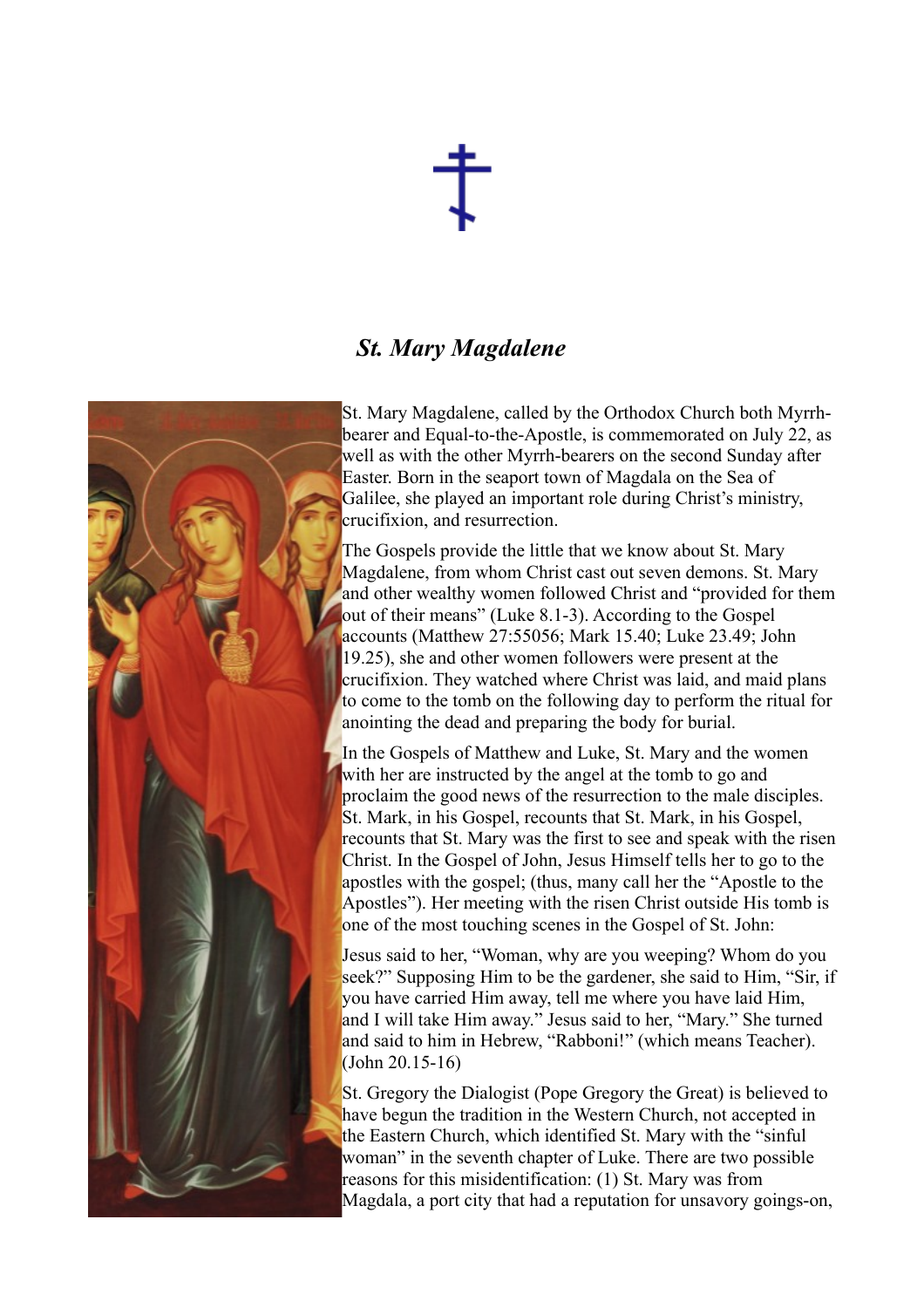# *St. Mary Magdalene*

St. Mary Magdalene, called by the Orthodox Church both Myrrh-bearer and Equal-to-the-Apostle, is commemorated on July 22, as well as with the other Myrrh-bearers on the second Sunday after Easter. Born in the seaport town of Magdala on the Sea of Galilee, she played an important role during Christ's ministry, crucifixion, and resurrection.

The Gospels provide the little that we know about St. Mary Magdalene, from whom Christ cast out seven demons. St. Mary and other wealthy women followed Christ and "provided for them out of their means" (Luke 8.1-3). According to the Gospel accounts (Matthew 27:55056; Mark 15.40; Luke 23.49; John 19.25), she and other women followers were present at the crucifixion. They watched where Christ was laid, and maid plans to come to the tomb on the following day to perform the ritual for anointing the dead and preparing the body for burial.

In the Gospels of Matthew and Luke, St. Mary and the women with her are instructed by the angel at the tomb to go and proclaim the good news of the resurrection to the male disciples. St. Mark, in his Gospel, recounts that St. Mark, in his Gospel, recounts that St. Mary was the first to see and speak with the risen Christ. In the Gospel of John, Jesus Himself tells her to go to the apostles with the gospel; (thus, many call her the "Apostle to the Apostles"). Her meeting with the risen Christ outside His tomb is one of the most touching scenes in the Gospel of St. John:

Jesus said to her, "Woman, why are you weeping? Whom do you seek?" Supposing Him to be the gardener, she said to Him, "Sir, if you have carried Him away, tell me where you have laid Him, and I will take Him away." Jesus said to her, "Mary." She turned and said to him in Hebrew, "Rabboni!" (which means Teacher). (John 20.15-16)

St. Gregory the Dialogist (Pope Gregory the Great) is believed to have begun the tradition in the Western Church, not accepted in the Eastern Church, which identified St. Mary with the "sinful woman" in the seventh chapter of Luke. There are two possible reasons for this misidentification: (1) St. Mary was from Magdala, a port city that had a reputation for unsavory goings-on,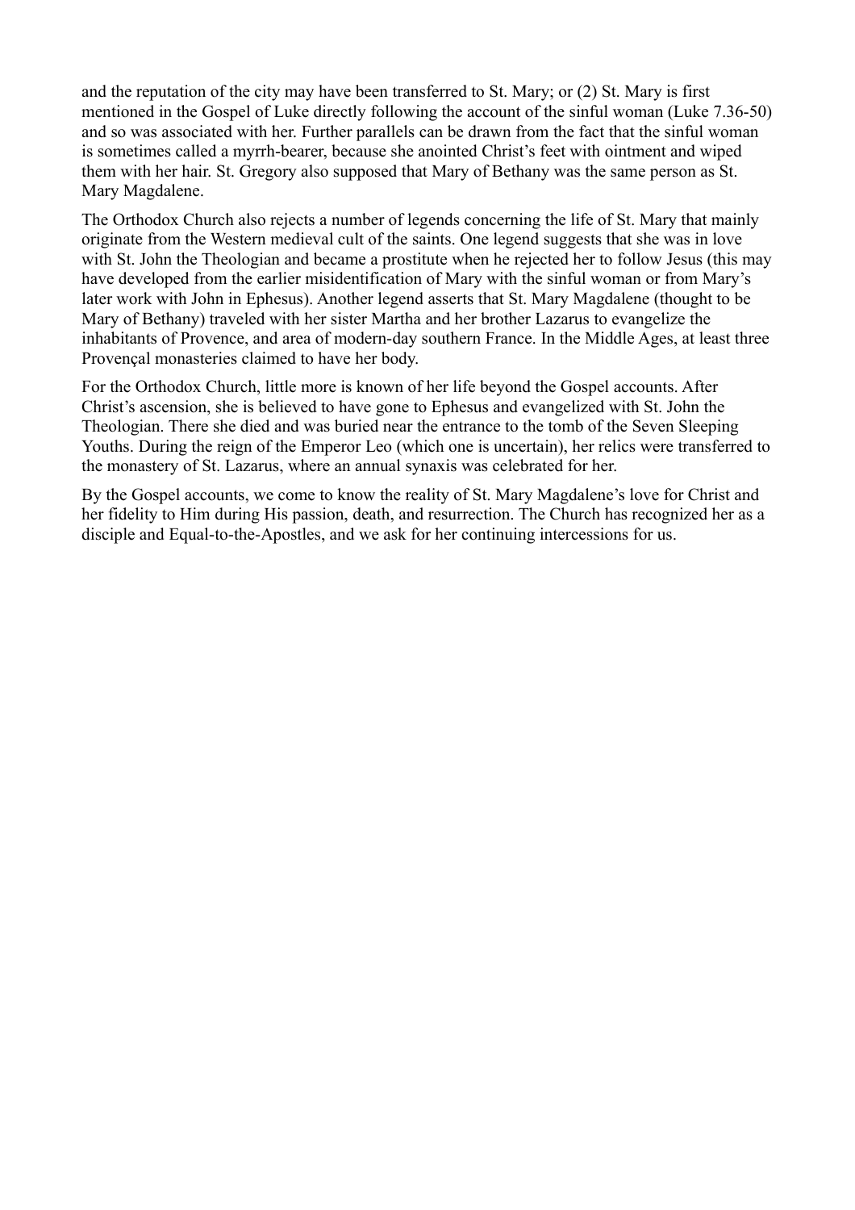and the reputation of the city may have been transferred to St. Mary; or (2) St. Mary is first mentioned in the Gospel of Luke directly following the account of the sinful woman (Luke 7.36-50) and so was associated with her. Further parallels can be drawn from the fact that the sinful woman is sometimes called a myrrh-bearer, because she anointed Christ's feet with ointment and wiped them with her hair. St. Gregory also supposed that Mary of Bethany was the same person as St. Mary Magdalene.

The Orthodox Church also rejects a number of legends concerning the life of St. Mary that mainly originate from the Western medieval cult of the saints. One legend suggests that she was in love with St. John the Theologian and became a prostitute when he rejected her to follow Jesus (this may have developed from the earlier misidentification of Mary with the sinful woman or from Mary's later work with John in Ephesus). Another legend asserts that St. Mary Magdalene (thought to be Mary of Bethany) traveled with her sister Martha and her brother Lazarus to evangelize the inhabitants of Provence, and area of modern-day southern France. In the Middle Ages, at least three Provençal monasteries claimed to have her body.

For the Orthodox Church, little more is known of her life beyond the Gospel accounts. After Christ's ascension, she is believed to have gone to Ephesus and evangelized with St. John the Theologian. There she died and was buried near the entrance to the tomb of the Seven Sleeping Youths. During the reign of the Emperor Leo (which one is uncertain), her relics were transferred to the monastery of St. Lazarus, where an annual synaxis was celebrated for her.

By the Gospel accounts, we come to know the reality of St. Mary Magdalene's love for Christ and her fidelity to Him during His passion, death, and resurrection. The Church has recognized her as a disciple and Equal-to-the-Apostles, and we ask for her continuing intercessions for us.